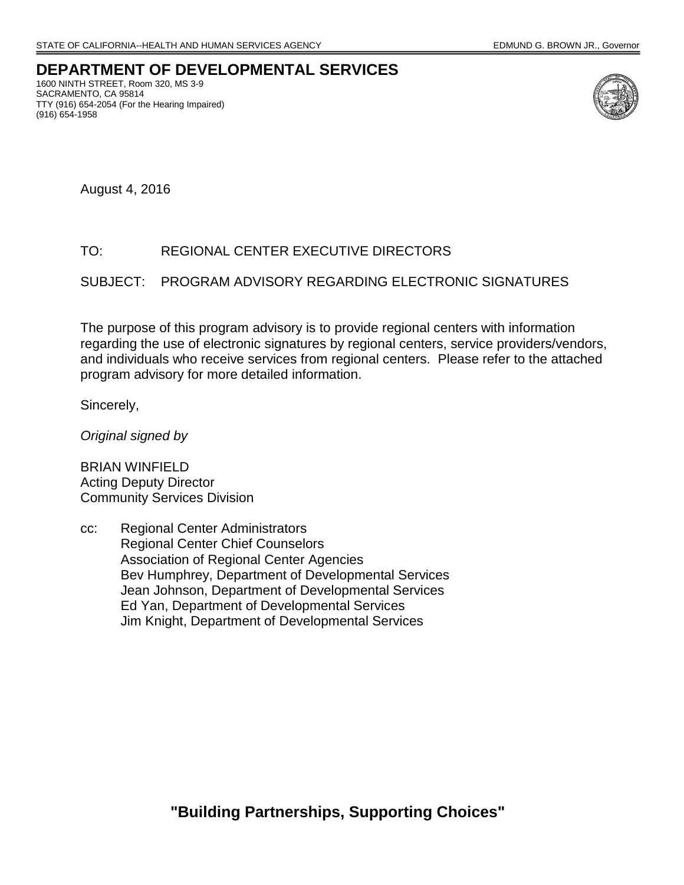STATE OF CALIFORNIA--HEALTH AND HUMAN SERVICES AGENCY EDMUND G. BROWN JR., Governor

# DEPARTMENT OF DEVELOPMENTAL SERVICES

1600 NINTH STREET, Room 320, MS 3-9
SACRAMENTO, CA 95814
TTY (916) 654-2054 (For the Hearing Impaired)
(916) 654-1958

August 4, 2016

TO: REGIONAL CENTER EXECUTIVE DIRECTORS

SUBJECT: PROGRAM ADVISORY REGARDING ELECTRONIC SIGNATURES

The purpose of this program advisory is to provide regional centers with information regarding the use of electronic signatures by regional centers, service providers/vendors, and individuals who receive services from regional centers. Please refer to the attached program advisory for more detailed information.

Sincerely,

*Original signed by*

BRIAN WINFIELD
Acting Deputy Director
Community Services Division

cc: Regional Center Administrators
Regional Center Chief Counselors
Association of Regional Center Agencies
Bev Humphrey, Department of Developmental Services
Jean Johnson, Department of Developmental Services
Ed Yan, Department of Developmental Services
Jim Knight, Department of Developmental Services

**"Building Partnerships, Supporting Choices"**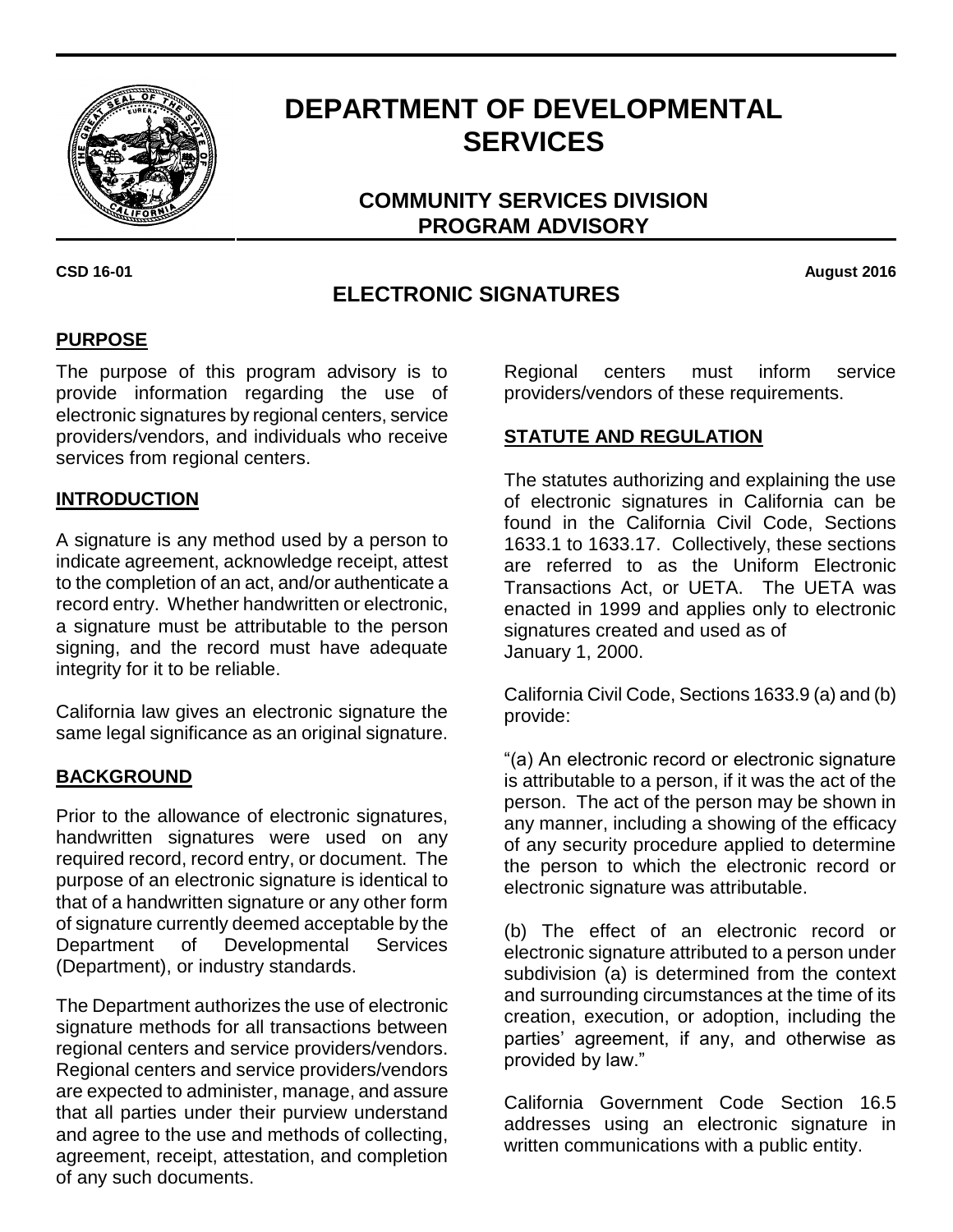# DEPARTMENT OF DEVELOPMENTAL SERVICES

## COMMUNITY SERVICES DIVISION PROGRAM ADVISORY

**CSD 16-01** **August 2016**

## ELECTRONIC SIGNATURES

### PURPOSE

The purpose of this program advisory is to provide information regarding the use of electronic signatures by regional centers, service providers/vendors, and individuals who receive services from regional centers.

### INTRODUCTION

A signature is any method used by a person to indicate agreement, acknowledge receipt, attest to the completion of an act, and/or authenticate a record entry. Whether handwritten or electronic, a signature must be attributable to the person signing, and the record must have adequate integrity for it to be reliable.

California law gives an electronic signature the same legal significance as an original signature.

### BACKGROUND

Prior to the allowance of electronic signatures, handwritten signatures were used on any required record, record entry, or document. The purpose of an electronic signature is identical to that of a handwritten signature or any other form of signature currently deemed acceptable by the Department of Developmental Services (Department), or industry standards.

The Department authorizes the use of electronic signature methods for all transactions between regional centers and service providers/vendors. Regional centers and service providers/vendors are expected to administer, manage, and assure that all parties under their purview understand and agree to the use and methods of collecting, agreement, receipt, attestation, and completion of any such documents.

Regional centers must inform service providers/vendors of these requirements.

### STATUTE AND REGULATION

The statutes authorizing and explaining the use of electronic signatures in California can be found in the California Civil Code, Sections 1633.1 to 1633.17. Collectively, these sections are referred to as the Uniform Electronic Transactions Act, or UETA. The UETA was enacted in 1999 and applies only to electronic signatures created and used as of January 1, 2000.

California Civil Code, Sections 1633.9 (a) and (b) provide:

"(a) An electronic record or electronic signature is attributable to a person, if it was the act of the person. The act of the person may be shown in any manner, including a showing of the efficacy of any security procedure applied to determine the person to which the electronic record or electronic signature was attributable.

(b) The effect of an electronic record or electronic signature attributed to a person under subdivision (a) is determined from the context and surrounding circumstances at the time of its creation, execution, or adoption, including the parties' agreement, if any, and otherwise as provided by law."

California Government Code Section 16.5 addresses using an electronic signature in written communications with a public entity.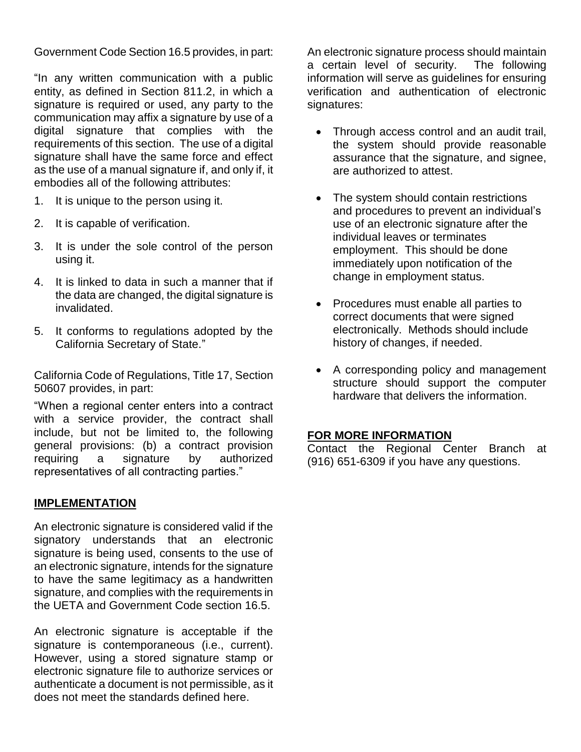Government Code Section 16.5 provides, in part:

"In any written communication with a public entity, as defined in Section 811.2, in which a signature is required or used, any party to the communication may affix a signature by use of a digital signature that complies with the requirements of this section. The use of a digital signature shall have the same force and effect as the use of a manual signature if, and only if, it embodies all of the following attributes:

1. It is unique to the person using it.
2. It is capable of verification.
3. It is under the sole control of the person using it.
4. It is linked to data in such a manner that if the data are changed, the digital signature is invalidated.
5. It conforms to regulations adopted by the California Secretary of State."

California Code of Regulations, Title 17, Section 50607 provides, in part:

"When a regional center enters into a contract with a service provider, the contract shall include, but not be limited to, the following general provisions: (b) a contract provision requiring a signature by authorized representatives of all contracting parties."

## IMPLEMENTATION

An electronic signature is considered valid if the signatory understands that an electronic signature is being used, consents to the use of an electronic signature, intends for the signature to have the same legitimacy as a handwritten signature, and complies with the requirements in the UETA and Government Code section 16.5.

An electronic signature is acceptable if the signature is contemporaneous (i.e., current). However, using a stored signature stamp or electronic signature file to authorize services or authenticate a document is not permissible, as it does not meet the standards defined here.

An electronic signature process should maintain a certain level of security. The following information will serve as guidelines for ensuring verification and authentication of electronic signatures:

- Through access control and an audit trail, the system should provide reasonable assurance that the signature, and signee, are authorized to attest.
- The system should contain restrictions and procedures to prevent an individual's use of an electronic signature after the individual leaves or terminates employment. This should be done immediately upon notification of the change in employment status.
- Procedures must enable all parties to correct documents that were signed electronically. Methods should include history of changes, if needed.
- A corresponding policy and management structure should support the computer hardware that delivers the information.

## FOR MORE INFORMATION

Contact the Regional Center Branch at (916) 651-6309 if you have any questions.